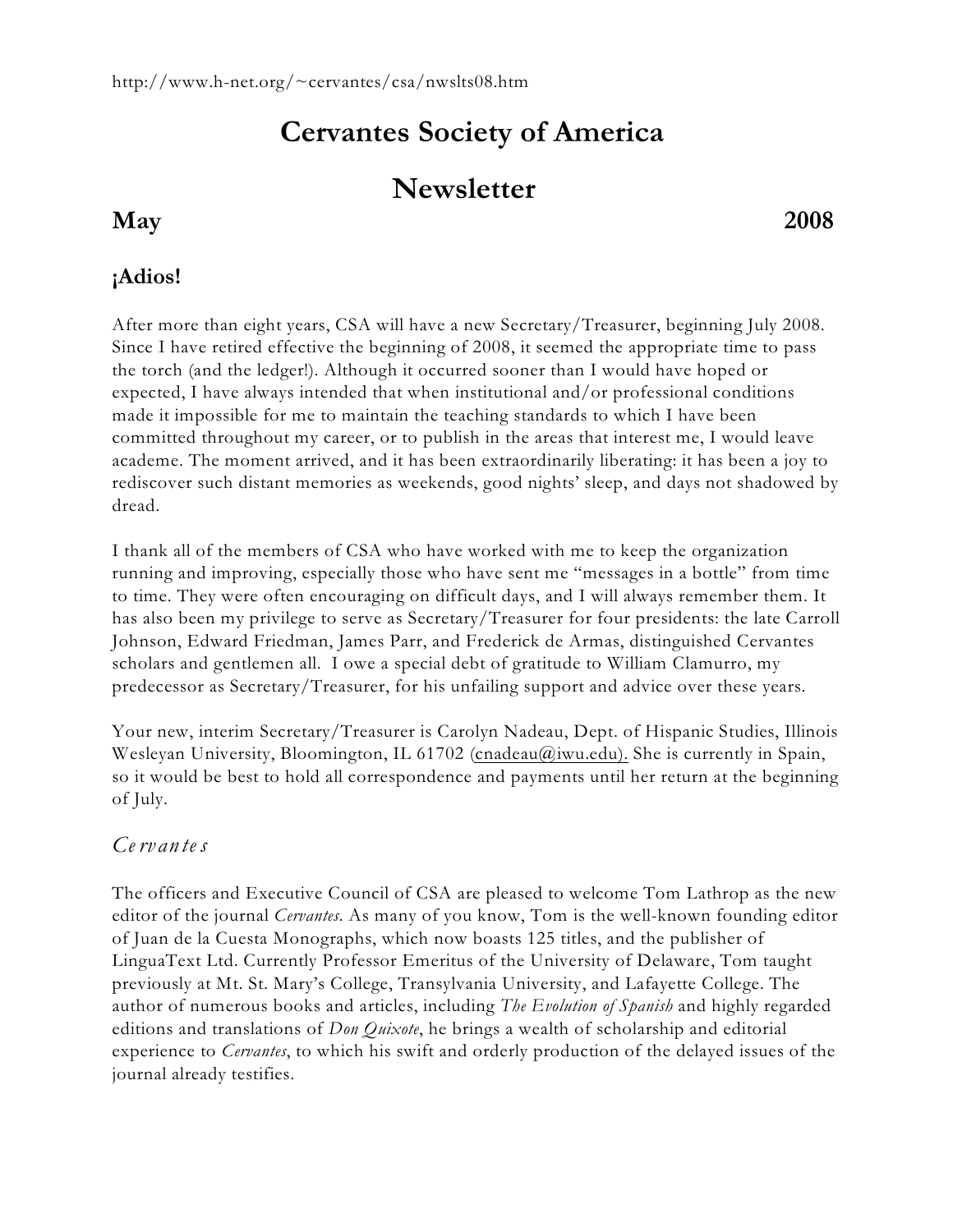http://www.h-net.org/~cervantes/csa/nwslts08.htm

# Cervantes Society of America

# Newsletter

**May** **2008**

## ¡Adios!

After more than eight years, CSA will have a new Secretary/Treasurer, beginning July 2008. Since I have retired effective the beginning of 2008, it seemed the appropriate time to pass the torch (and the ledger!). Although it occurred sooner than I would have hoped or expected, I have always intended that when institutional and/or professional conditions made it impossible for me to maintain the teaching standards to which I have been committed throughout my career, or to publish in the areas that interest me, I would leave academe. The moment arrived, and it has been extraordinarily liberating: it has been a joy to rediscover such distant memories as weekends, good nights' sleep, and days not shadowed by dread.

I thank all of the members of CSA who have worked with me to keep the organization running and improving, especially those who have sent me "messages in a bottle" from time to time. They were often encouraging on difficult days, and I will always remember them. It has also been my privilege to serve as Secretary/Treasurer for four presidents: the late Carroll Johnson, Edward Friedman, James Parr, and Frederick de Armas, distinguished Cervantes scholars and gentlemen all. I owe a special debt of gratitude to William Clamurro, my predecessor as Secretary/Treasurer, for his unfailing support and advice over these years.

Your new, interim Secretary/Treasurer is Carolyn Nadeau, Dept. of Hispanic Studies, Illinois Wesleyan University, Bloomington, IL 61702 (cnadeau@iwu.edu). She is currently in Spain, so it would be best to hold all correspondence and payments until her return at the beginning of July.

## *Cervantes*

The officers and Executive Council of CSA are pleased to welcome Tom Lathrop as the new editor of the journal *Cervantes*. As many of you know, Tom is the well-known founding editor of Juan de la Cuesta Monographs, which now boasts 125 titles, and the publisher of LinguaText Ltd. Currently Professor Emeritus of the University of Delaware, Tom taught previously at Mt. St. Mary's College, Transylvania University, and Lafayette College. The author of numerous books and articles, including *The Evolution of Spanish* and highly regarded editions and translations of *Don Quixote*, he brings a wealth of scholarship and editorial experience to *Cervantes*, to which his swift and orderly production of the delayed issues of the journal already testifies.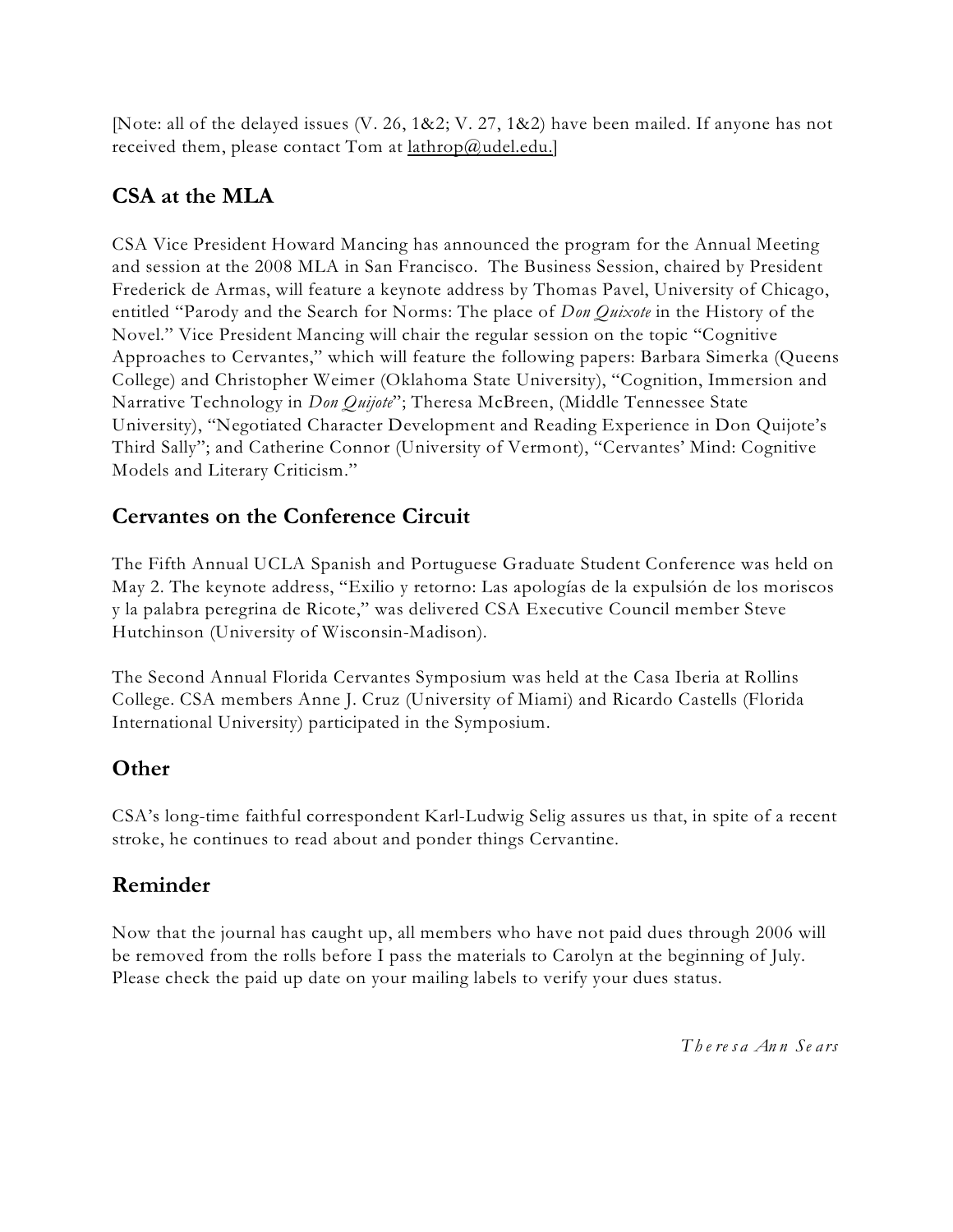[Note: all of the delayed issues (V. 26, 1&2; V. 27, 1&2) have been mailed. If anyone has not received them, please contact Tom at lathrop@udel.edu.]

## CSA at the MLA

CSA Vice President Howard Mancing has announced the program for the Annual Meeting and session at the 2008 MLA in San Francisco. The Business Session, chaired by President Frederick de Armas, will feature a keynote address by Thomas Pavel, University of Chicago, entitled "Parody and the Search for Norms: The place of *Don Quixote* in the History of the Novel." Vice President Mancing will chair the regular session on the topic "Cognitive Approaches to Cervantes," which will feature the following papers: Barbara Simerka (Queens College) and Christopher Weimer (Oklahoma State University), "Cognition, Immersion and Narrative Technology in *Don Quijote*"; Theresa McBreen, (Middle Tennessee State University), "Negotiated Character Development and Reading Experience in Don Quijote's Third Sally"; and Catherine Connor (University of Vermont), "Cervantes' Mind: Cognitive Models and Literary Criticism."

## Cervantes on the Conference Circuit

The Fifth Annual UCLA Spanish and Portuguese Graduate Student Conference was held on May 2. The keynote address, "Exilio y retorno: Las apologías de la expulsión de los moriscos y la palabra peregrina de Ricote," was delivered CSA Executive Council member Steve Hutchinson (University of Wisconsin-Madison).

The Second Annual Florida Cervantes Symposium was held at the Casa Iberia at Rollins College. CSA members Anne J. Cruz (University of Miami) and Ricardo Castells (Florida International University) participated in the Symposium.

## Other

CSA's long-time faithful correspondent Karl-Ludwig Selig assures us that, in spite of a recent stroke, he continues to read about and ponder things Cervantine.

## Reminder

Now that the journal has caught up, all members who have not paid dues through 2006 will be removed from the rolls before I pass the materials to Carolyn at the beginning of July. Please check the paid up date on your mailing labels to verify your dues status.

*Theresa Ann Sears*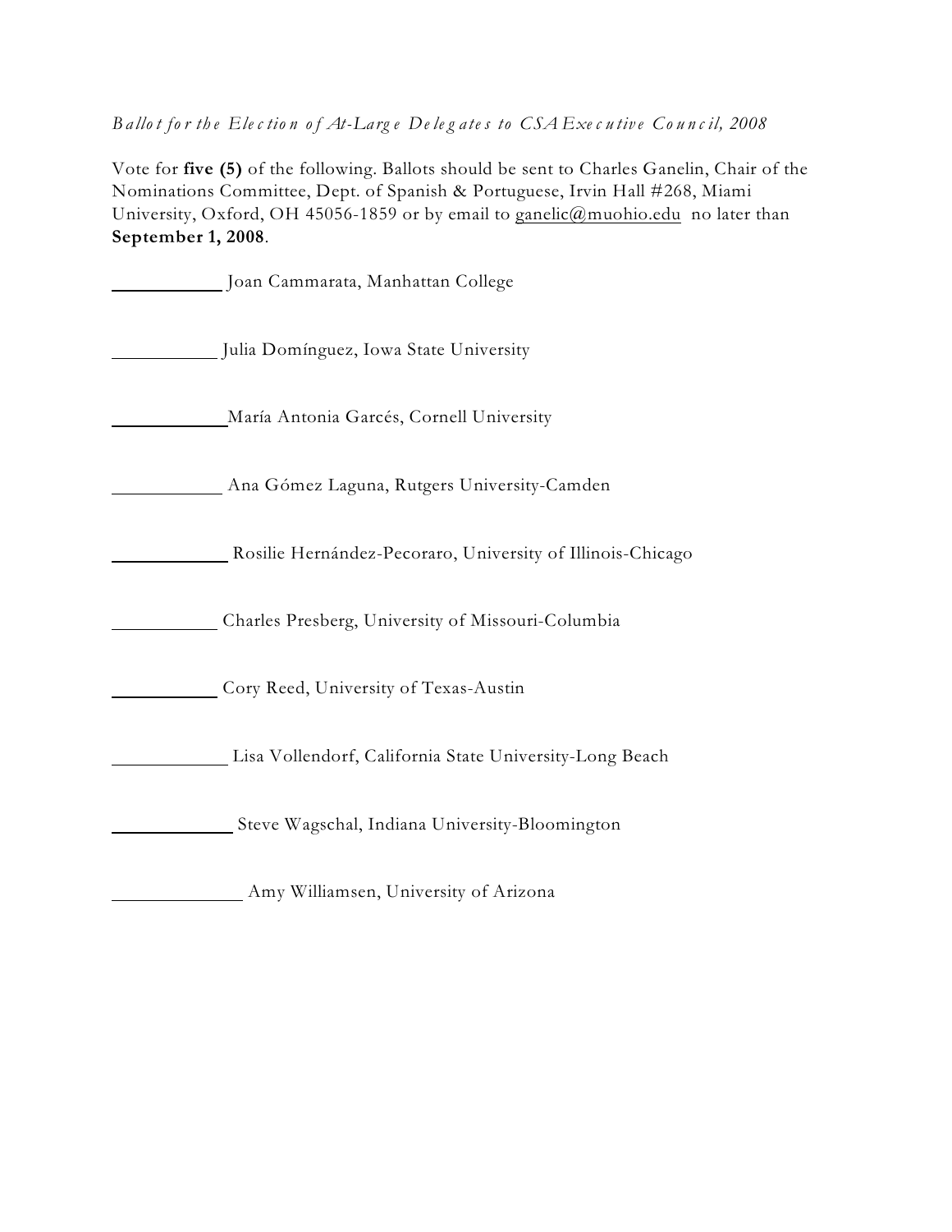*Ballot for the Election of At-Large Delegates to CSA Executive Council, 2008*

Vote for **five (5)** of the following. Ballots should be sent to Charles Ganelin, Chair of the Nominations Committee, Dept. of Spanish & Portuguese, Irvin Hall #268, Miami University, Oxford, OH 45056-1859 or by email to ganelic@muohio.edu no later than **September 1, 2008**.

\_\_\_\_\_\_\_\_\_\_\_\_ Joan Cammarata, Manhattan College

\_\_\_\_\_\_\_\_\_\_\_\_ Julia Domínguez, Iowa State University

\_\_\_\_\_\_\_\_\_\_\_\_ María Antonia Garcés, Cornell University

\_\_\_\_\_\_\_\_\_\_\_\_ Ana Gómez Laguna, Rutgers University-Camden

\_\_\_\_\_\_\_\_\_\_\_\_ Rosilie Hernández-Pecoraro, University of Illinois-Chicago

\_\_\_\_\_\_\_\_\_\_\_\_ Charles Presberg, University of Missouri-Columbia

\_\_\_\_\_\_\_\_\_\_\_\_ Cory Reed, University of Texas-Austin

\_\_\_\_\_\_\_\_\_\_\_\_ Lisa Vollendorf, California State University-Long Beach

\_\_\_\_\_\_\_\_\_\_\_\_ Steve Wagschal, Indiana University-Bloomington

\_\_\_\_\_\_\_\_\_\_\_\_ Amy Williamsen, University of Arizona